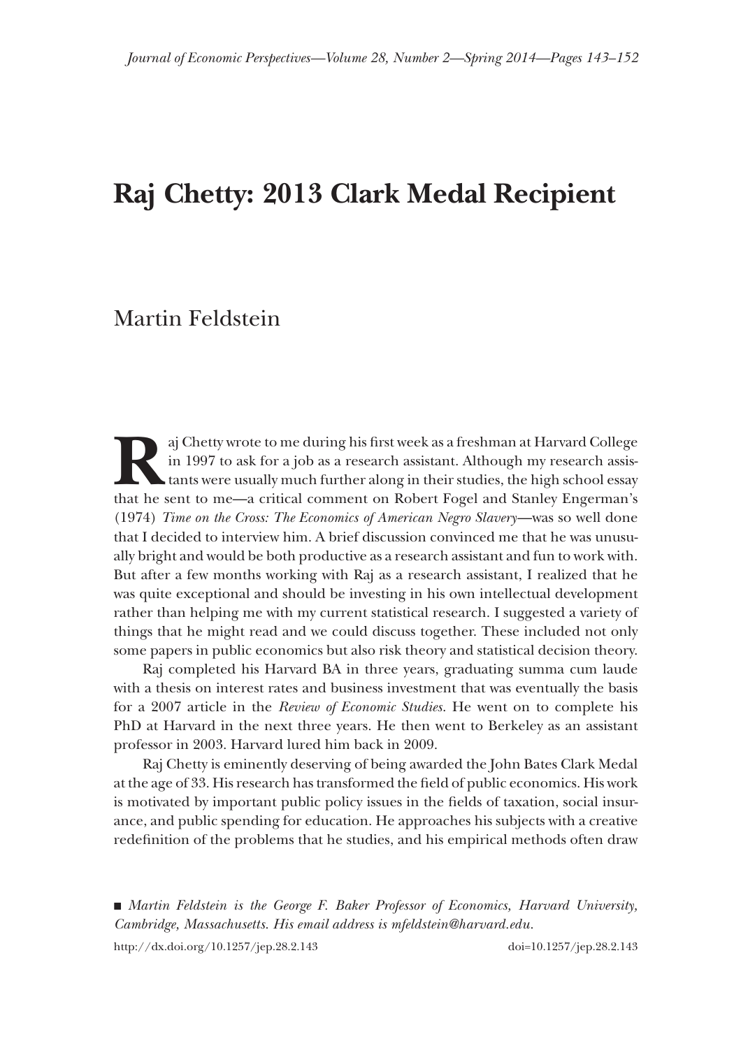# Raj Chetty: 2013 Clark Medal Recipient

Martin Feldstein

Raj Chetty wrote to me during his first week as a freshman at Harvard College in 1997 to ask for a job as a research assistant. Although my research assistants were usually much further along in their studies, the high school essay that he sent to me—a critical comment on Robert Fogel and Stanley Engerman's (1974) *Time on the Cross: The Economics of American Negro Slavery*—was so well done that I decided to interview him. A brief discussion convinced me that he was unusually bright and would be both productive as a research assistant and fun to work with. But after a few months working with Raj as a research assistant, I realized that he was quite exceptional and should be investing in his own intellectual development rather than helping me with my current statistical research. I suggested a variety of things that he might read and we could discuss together. These included not only some papers in public economics but also risk theory and statistical decision theory.

Raj completed his Harvard BA in three years, graduating summa cum laude with a thesis on interest rates and business investment that was eventually the basis for a 2007 article in the *Review of Economic Studies*. He went on to complete his PhD at Harvard in the next three years. He then went to Berkeley as an assistant professor in 2003. Harvard lured him back in 2009.

Raj Chetty is eminently deserving of being awarded the John Bates Clark Medal at the age of 33. His research has transformed the field of public economics. His work is motivated by important public policy issues in the fields of taxation, social insurance, and public spending for education. He approaches his subjects with a creative redefinition of the problems that he studies, and his empirical methods often draw

■ *Martin Feldstein is the George F. Baker Professor of Economics, Harvard University, Cambridge, Massachusetts. His email address is mfeldstein@harvard.edu.*

http://dx.doi.org/10.1257/jep.28.2.143 doi=10.1257/jep.28.2.143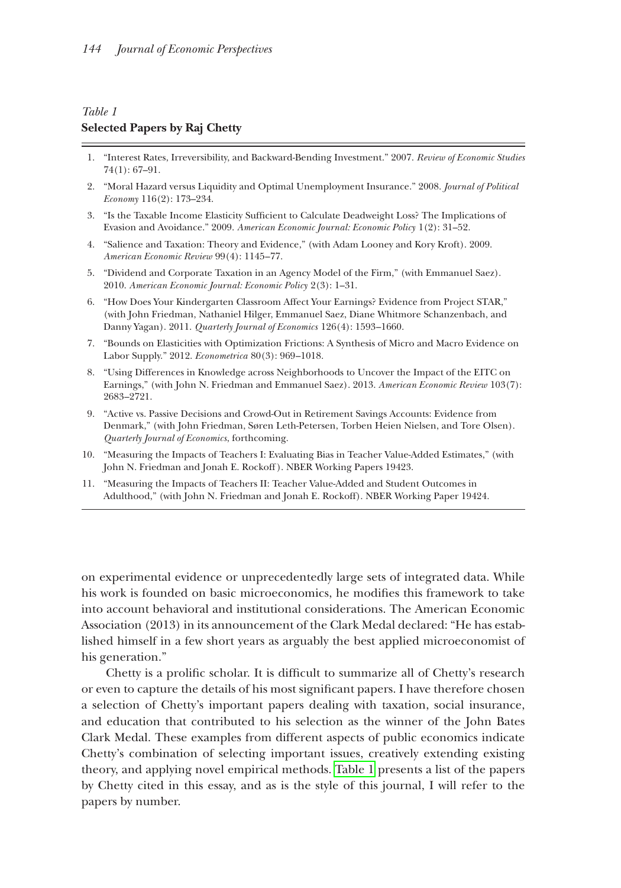*Table 1*
**Selected Papers by Raj Chetty**

1. "Interest Rates, Irreversibility, and Backward-Bending Investment." 2007. *Review of Economic Studies* 74(1): 67–91.
2. "Moral Hazard versus Liquidity and Optimal Unemployment Insurance." 2008. *Journal of Political Economy* 116(2): 173–234.
3. "Is the Taxable Income Elasticity Sufficient to Calculate Deadweight Loss? The Implications of Evasion and Avoidance." 2009. *American Economic Journal: Economic Policy* 1(2): 31–52.
4. "Salience and Taxation: Theory and Evidence," (with Adam Looney and Kory Kroft). 2009. *American Economic Review* 99(4): 1145–77.
5. "Dividend and Corporate Taxation in an Agency Model of the Firm," (with Emmanuel Saez). 2010. *American Economic Journal: Economic Policy* 2(3): 1–31.
6. "How Does Your Kindergarten Classroom Affect Your Earnings? Evidence from Project STAR," (with John Friedman, Nathaniel Hilger, Emmanuel Saez, Diane Whitmore Schanzenbach, and Danny Yagan). 2011. *Quarterly Journal of Economics* 126(4): 1593–1660.
7. "Bounds on Elasticities with Optimization Frictions: A Synthesis of Micro and Macro Evidence on Labor Supply." 2012. *Econometrica* 80(3): 969–1018.
8. "Using Differences in Knowledge across Neighborhoods to Uncover the Impact of the EITC on Earnings," (with John N. Friedman and Emmanuel Saez). 2013. *American Economic Review* 103(7): 2683–2721.
9. "Active vs. Passive Decisions and Crowd-Out in Retirement Savings Accounts: Evidence from Denmark," (with John Friedman, Søren Leth-Petersen, Torben Heien Nielsen, and Tore Olsen). *Quarterly Journal of Economics*, forthcoming.
10. "Measuring the Impacts of Teachers I: Evaluating Bias in Teacher Value-Added Estimates," (with John N. Friedman and Jonah E. Rockoff). NBER Working Papers 19423.
11. "Measuring the Impacts of Teachers II: Teacher Value-Added and Student Outcomes in Adulthood," (with John N. Friedman and Jonah E. Rockoff). NBER Working Paper 19424.

on experimental evidence or unprecedentedly large sets of integrated data. While his work is founded on basic microeconomics, he modifies this framework to take into account behavioral and institutional considerations. The American Economic Association (2013) in its announcement of the Clark Medal declared: "He has established himself in a few short years as arguably the best applied microeconomist of his generation."

Chetty is a prolific scholar. It is difficult to summarize all of Chetty's research or even to capture the details of his most significant papers. I have therefore chosen a selection of Chetty's important papers dealing with taxation, social insurance, and education that contributed to his selection as the winner of the John Bates Clark Medal. These examples from different aspects of public economics indicate Chetty's combination of selecting important issues, creatively extending existing theory, and applying novel empirical methods. Table 1 presents a list of the papers by Chetty cited in this essay, and as is the style of this journal, I will refer to the papers by number.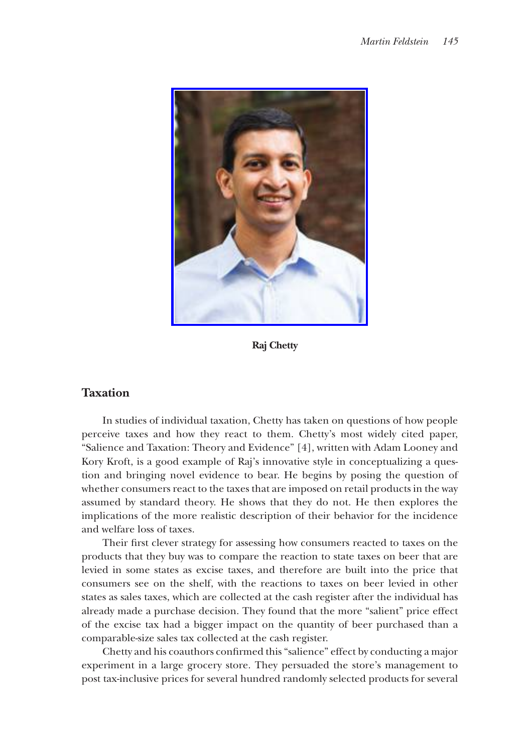**Raj Chetty**

## Taxation

In studies of individual taxation, Chetty has taken on questions of how people perceive taxes and how they react to them. Chetty's most widely cited paper, "Salience and Taxation: Theory and Evidence" [4], written with Adam Looney and Kory Kroft, is a good example of Raj's innovative style in conceptualizing a question and bringing novel evidence to bear. He begins by posing the question of whether consumers react to the taxes that are imposed on retail products in the way assumed by standard theory. He shows that they do not. He then explores the implications of the more realistic description of their behavior for the incidence and welfare loss of taxes.

Their first clever strategy for assessing how consumers reacted to taxes on the products that they buy was to compare the reaction to state taxes on beer that are levied in some states as excise taxes, and therefore are built into the price that consumers see on the shelf, with the reactions to taxes on beer levied in other states as sales taxes, which are collected at the cash register after the individual has already made a purchase decision. They found that the more "salient" price effect of the excise tax had a bigger impact on the quantity of beer purchased than a comparable-size sales tax collected at the cash register.

Chetty and his coauthors confirmed this "salience" effect by conducting a major experiment in a large grocery store. They persuaded the store's management to post tax-inclusive prices for several hundred randomly selected products for several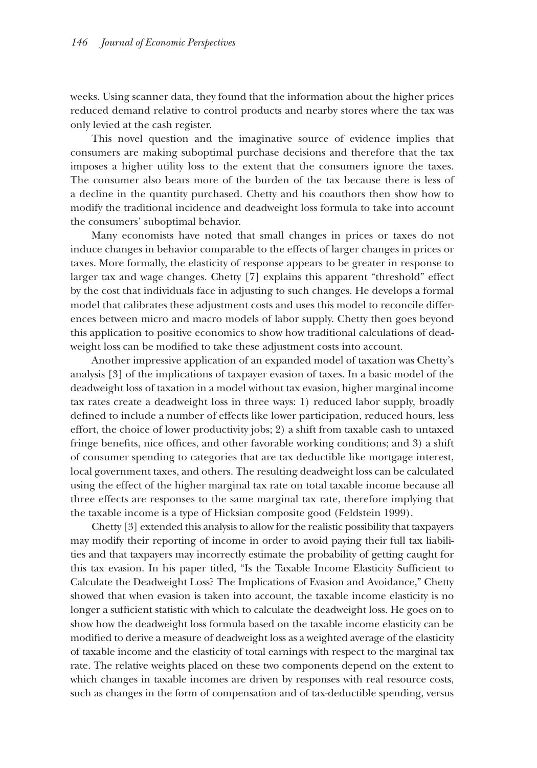weeks. Using scanner data, they found that the information about the higher prices reduced demand relative to control products and nearby stores where the tax was only levied at the cash register.

This novel question and the imaginative source of evidence implies that consumers are making suboptimal purchase decisions and therefore that the tax imposes a higher utility loss to the extent that the consumers ignore the taxes. The consumer also bears more of the burden of the tax because there is less of a decline in the quantity purchased. Chetty and his coauthors then show how to modify the traditional incidence and deadweight loss formula to take into account the consumers' suboptimal behavior.

Many economists have noted that small changes in prices or taxes do not induce changes in behavior comparable to the effects of larger changes in prices or taxes. More formally, the elasticity of response appears to be greater in response to larger tax and wage changes. Chetty [7] explains this apparent "threshold" effect by the cost that individuals face in adjusting to such changes. He develops a formal model that calibrates these adjustment costs and uses this model to reconcile differences between micro and macro models of labor supply. Chetty then goes beyond this application to positive economics to show how traditional calculations of deadweight loss can be modified to take these adjustment costs into account.

Another impressive application of an expanded model of taxation was Chetty's analysis [3] of the implications of taxpayer evasion of taxes. In a basic model of the deadweight loss of taxation in a model without tax evasion, higher marginal income tax rates create a deadweight loss in three ways: 1) reduced labor supply, broadly defined to include a number of effects like lower participation, reduced hours, less effort, the choice of lower productivity jobs; 2) a shift from taxable cash to untaxed fringe benefits, nice offices, and other favorable working conditions; and 3) a shift of consumer spending to categories that are tax deductible like mortgage interest, local government taxes, and others. The resulting deadweight loss can be calculated using the effect of the higher marginal tax rate on total taxable income because all three effects are responses to the same marginal tax rate, therefore implying that the taxable income is a type of Hicksian composite good (Feldstein 1999).

Chetty [3] extended this analysis to allow for the realistic possibility that taxpayers may modify their reporting of income in order to avoid paying their full tax liabilities and that taxpayers may incorrectly estimate the probability of getting caught for this tax evasion. In his paper titled, "Is the Taxable Income Elasticity Sufficient to Calculate the Deadweight Loss? The Implications of Evasion and Avoidance," Chetty showed that when evasion is taken into account, the taxable income elasticity is no longer a sufficient statistic with which to calculate the deadweight loss. He goes on to show how the deadweight loss formula based on the taxable income elasticity can be modified to derive a measure of deadweight loss as a weighted average of the elasticity of taxable income and the elasticity of total earnings with respect to the marginal tax rate. The relative weights placed on these two components depend on the extent to which changes in taxable incomes are driven by responses with real resource costs, such as changes in the form of compensation and of tax-deductible spending, versus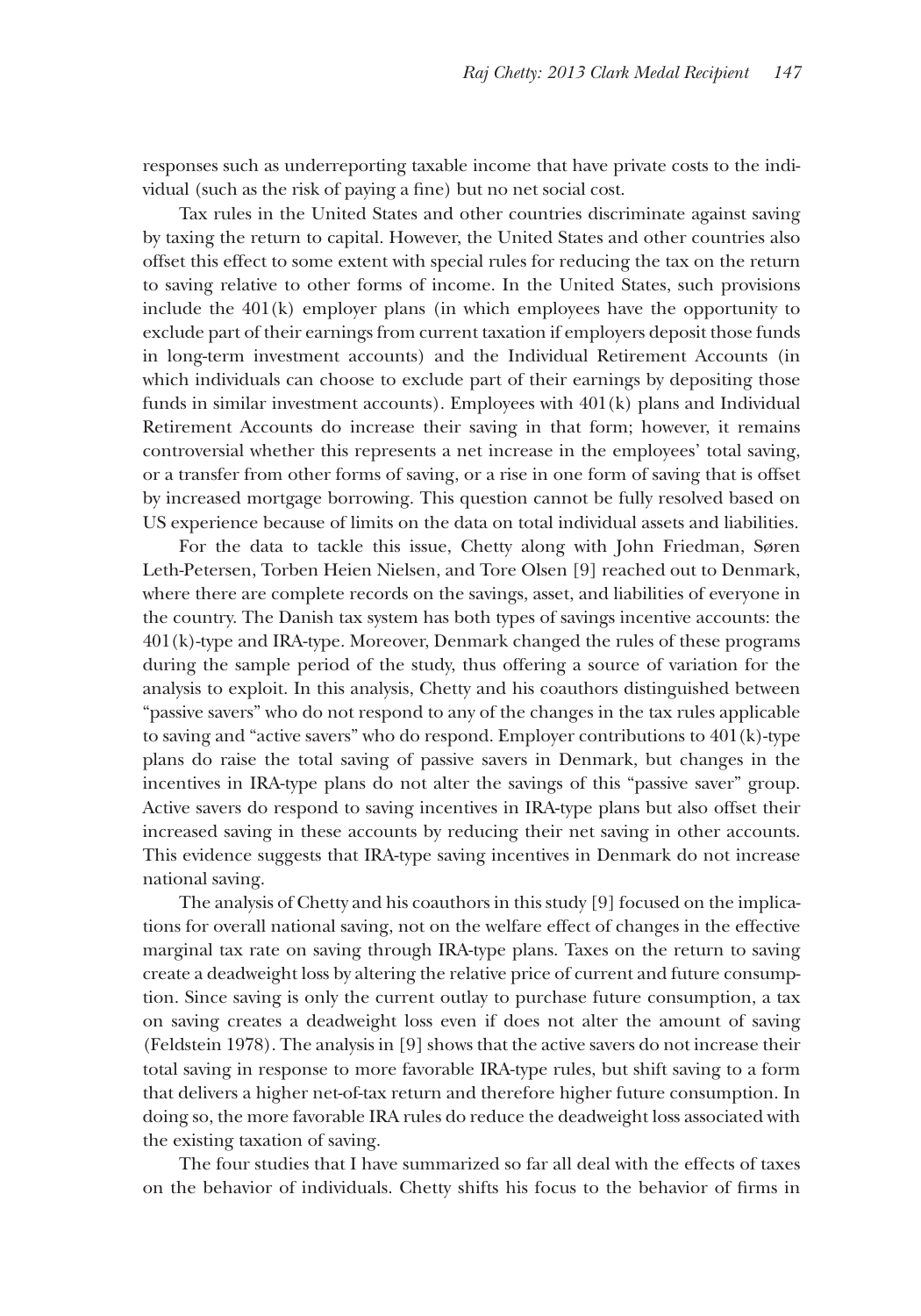responses such as underreporting taxable income that have private costs to the individual (such as the risk of paying a fine) but no net social cost.

Tax rules in the United States and other countries discriminate against saving by taxing the return to capital. However, the United States and other countries also offset this effect to some extent with special rules for reducing the tax on the return to saving relative to other forms of income. In the United States, such provisions include the 401(k) employer plans (in which employees have the opportunity to exclude part of their earnings from current taxation if employers deposit those funds in long-term investment accounts) and the Individual Retirement Accounts (in which individuals can choose to exclude part of their earnings by depositing those funds in similar investment accounts). Employees with 401(k) plans and Individual Retirement Accounts do increase their saving in that form; however, it remains controversial whether this represents a net increase in the employees' total saving, or a transfer from other forms of saving, or a rise in one form of saving that is offset by increased mortgage borrowing. This question cannot be fully resolved based on US experience because of limits on the data on total individual assets and liabilities.

For the data to tackle this issue, Chetty along with John Friedman, Søren Leth-Petersen, Torben Heien Nielsen, and Tore Olsen [9] reached out to Denmark, where there are complete records on the savings, asset, and liabilities of everyone in the country. The Danish tax system has both types of savings incentive accounts: the 401(k)-type and IRA-type. Moreover, Denmark changed the rules of these programs during the sample period of the study, thus offering a source of variation for the analysis to exploit. In this analysis, Chetty and his coauthors distinguished between "passive savers" who do not respond to any of the changes in the tax rules applicable to saving and "active savers" who do respond. Employer contributions to 401(k)-type plans do raise the total saving of passive savers in Denmark, but changes in the incentives in IRA-type plans do not alter the savings of this "passive saver" group. Active savers do respond to saving incentives in IRA-type plans but also offset their increased saving in these accounts by reducing their net saving in other accounts. This evidence suggests that IRA-type saving incentives in Denmark do not increase national saving.

The analysis of Chetty and his coauthors in this study [9] focused on the implications for overall national saving, not on the welfare effect of changes in the effective marginal tax rate on saving through IRA-type plans. Taxes on the return to saving create a deadweight loss by altering the relative price of current and future consumption. Since saving is only the current outlay to purchase future consumption, a tax on saving creates a deadweight loss even if does not alter the amount of saving (Feldstein 1978). The analysis in [9] shows that the active savers do not increase their total saving in response to more favorable IRA-type rules, but shift saving to a form that delivers a higher net-of-tax return and therefore higher future consumption. In doing so, the more favorable IRA rules do reduce the deadweight loss associated with the existing taxation of saving.

The four studies that I have summarized so far all deal with the effects of taxes on the behavior of individuals. Chetty shifts his focus to the behavior of firms in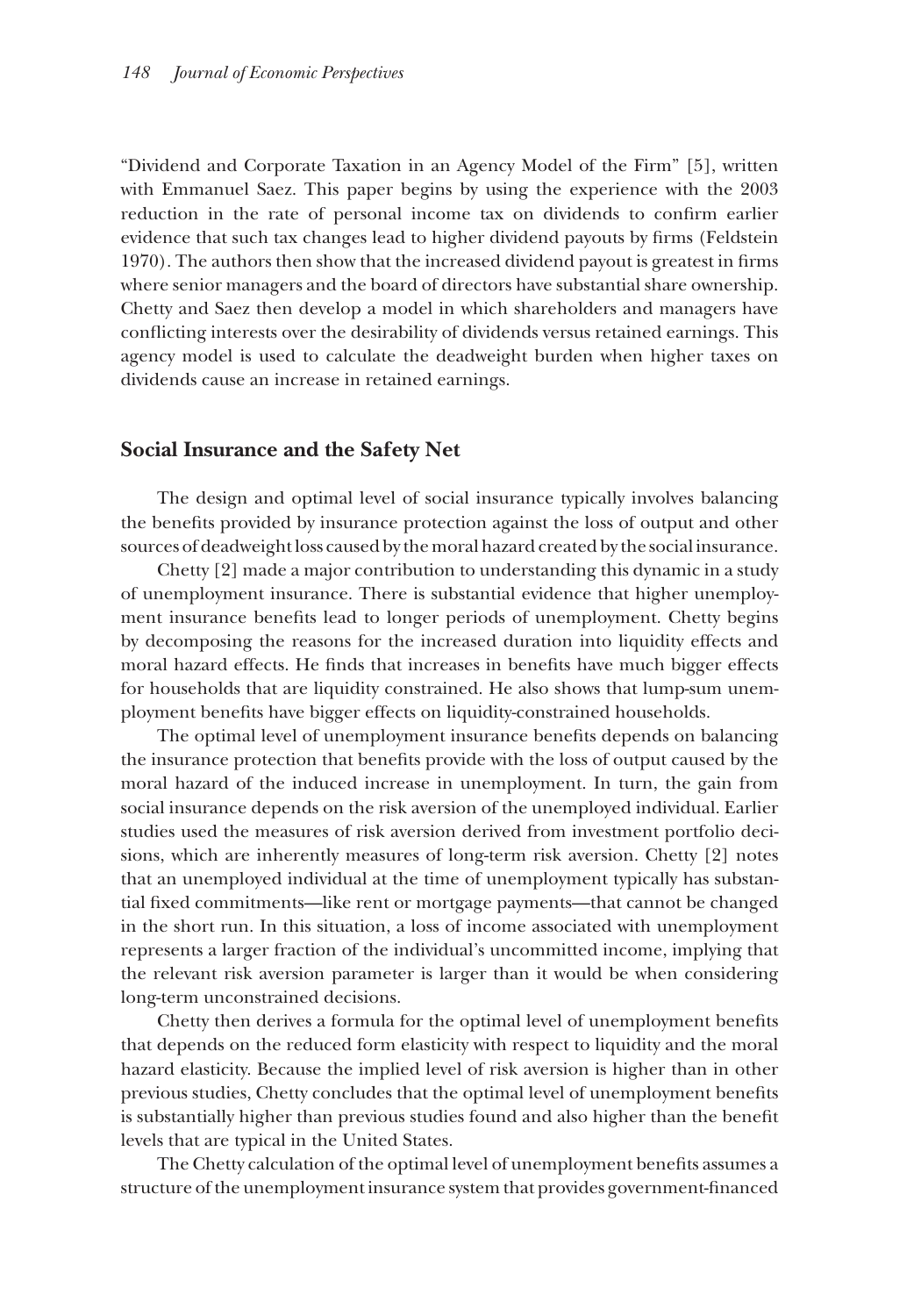"Dividend and Corporate Taxation in an Agency Model of the Firm" [5], written with Emmanuel Saez. This paper begins by using the experience with the 2003 reduction in the rate of personal income tax on dividends to confirm earlier evidence that such tax changes lead to higher dividend payouts by firms (Feldstein 1970). The authors then show that the increased dividend payout is greatest in firms where senior managers and the board of directors have substantial share ownership. Chetty and Saez then develop a model in which shareholders and managers have conflicting interests over the desirability of dividends versus retained earnings. This agency model is used to calculate the deadweight burden when higher taxes on dividends cause an increase in retained earnings.

## Social Insurance and the Safety Net

The design and optimal level of social insurance typically involves balancing the benefits provided by insurance protection against the loss of output and other sources of deadweight loss caused by the moral hazard created by the social insurance.

Chetty [2] made a major contribution to understanding this dynamic in a study of unemployment insurance. There is substantial evidence that higher unemployment insurance benefits lead to longer periods of unemployment. Chetty begins by decomposing the reasons for the increased duration into liquidity effects and moral hazard effects. He finds that increases in benefits have much bigger effects for households that are liquidity constrained. He also shows that lump-sum unemployment benefits have bigger effects on liquidity-constrained households.

The optimal level of unemployment insurance benefits depends on balancing the insurance protection that benefits provide with the loss of output caused by the moral hazard of the induced increase in unemployment. In turn, the gain from social insurance depends on the risk aversion of the unemployed individual. Earlier studies used the measures of risk aversion derived from investment portfolio decisions, which are inherently measures of long-term risk aversion. Chetty [2] notes that an unemployed individual at the time of unemployment typically has substantial fixed commitments—like rent or mortgage payments—that cannot be changed in the short run. In this situation, a loss of income associated with unemployment represents a larger fraction of the individual's uncommitted income, implying that the relevant risk aversion parameter is larger than it would be when considering long-term unconstrained decisions.

Chetty then derives a formula for the optimal level of unemployment benefits that depends on the reduced form elasticity with respect to liquidity and the moral hazard elasticity. Because the implied level of risk aversion is higher than in other previous studies, Chetty concludes that the optimal level of unemployment benefits is substantially higher than previous studies found and also higher than the benefit levels that are typical in the United States.

The Chetty calculation of the optimal level of unemployment benefits assumes a structure of the unemployment insurance system that provides government-financed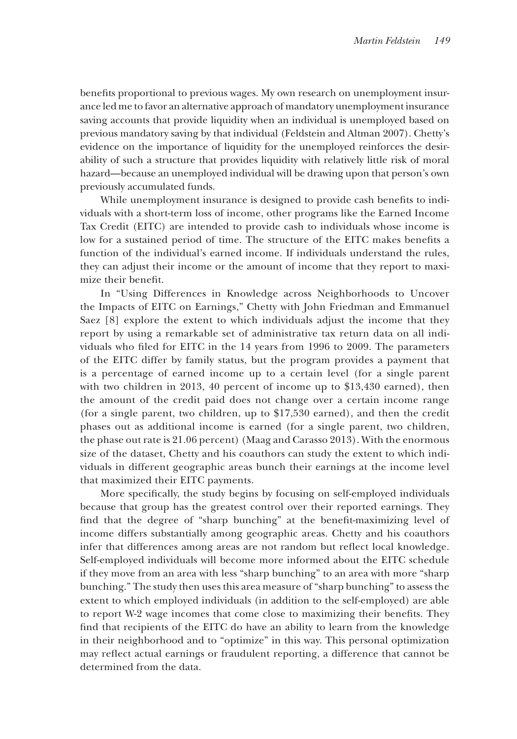benefits proportional to previous wages. My own research on unemployment insurance led me to favor an alternative approach of mandatory unemployment insurance saving accounts that provide liquidity when an individual is unemployed based on previous mandatory saving by that individual (Feldstein and Altman 2007). Chetty's evidence on the importance of liquidity for the unemployed reinforces the desirability of such a structure that provides liquidity with relatively little risk of moral hazard—because an unemployed individual will be drawing upon that person's own previously accumulated funds.

While unemployment insurance is designed to provide cash benefits to individuals with a short-term loss of income, other programs like the Earned Income Tax Credit (EITC) are intended to provide cash to individuals whose income is low for a sustained period of time. The structure of the EITC makes benefits a function of the individual's earned income. If individuals understand the rules, they can adjust their income or the amount of income that they report to maximize their benefit.

In "Using Differences in Knowledge across Neighborhoods to Uncover the Impacts of EITC on Earnings," Chetty with John Friedman and Emmanuel Saez [8] explore the extent to which individuals adjust the income that they report by using a remarkable set of administrative tax return data on all individuals who filed for EITC in the 14 years from 1996 to 2009. The parameters of the EITC differ by family status, but the program provides a payment that is a percentage of earned income up to a certain level (for a single parent with two children in 2013, 40 percent of income up to $13,430 earned), then the amount of the credit paid does not change over a certain income range (for a single parent, two children, up to $17,530 earned), and then the credit phases out as additional income is earned (for a single parent, two children, the phase out rate is 21.06 percent) (Maag and Carasso 2013). With the enormous size of the dataset, Chetty and his coauthors can study the extent to which individuals in different geographic areas bunch their earnings at the income level that maximized their EITC payments.

More specifically, the study begins by focusing on self-employed individuals because that group has the greatest control over their reported earnings. They find that the degree of "sharp bunching" at the benefit-maximizing level of income differs substantially among geographic areas. Chetty and his coauthors infer that differences among areas are not random but reflect local knowledge. Self-employed individuals will become more informed about the EITC schedule if they move from an area with less "sharp bunching" to an area with more "sharp bunching." The study then uses this area measure of "sharp bunching" to assess the extent to which employed individuals (in addition to the self-employed) are able to report W-2 wage incomes that come close to maximizing their benefits. They find that recipients of the EITC do have an ability to learn from the knowledge in their neighborhood and to "optimize" in this way. This personal optimization may reflect actual earnings or fraudulent reporting, a difference that cannot be determined from the data.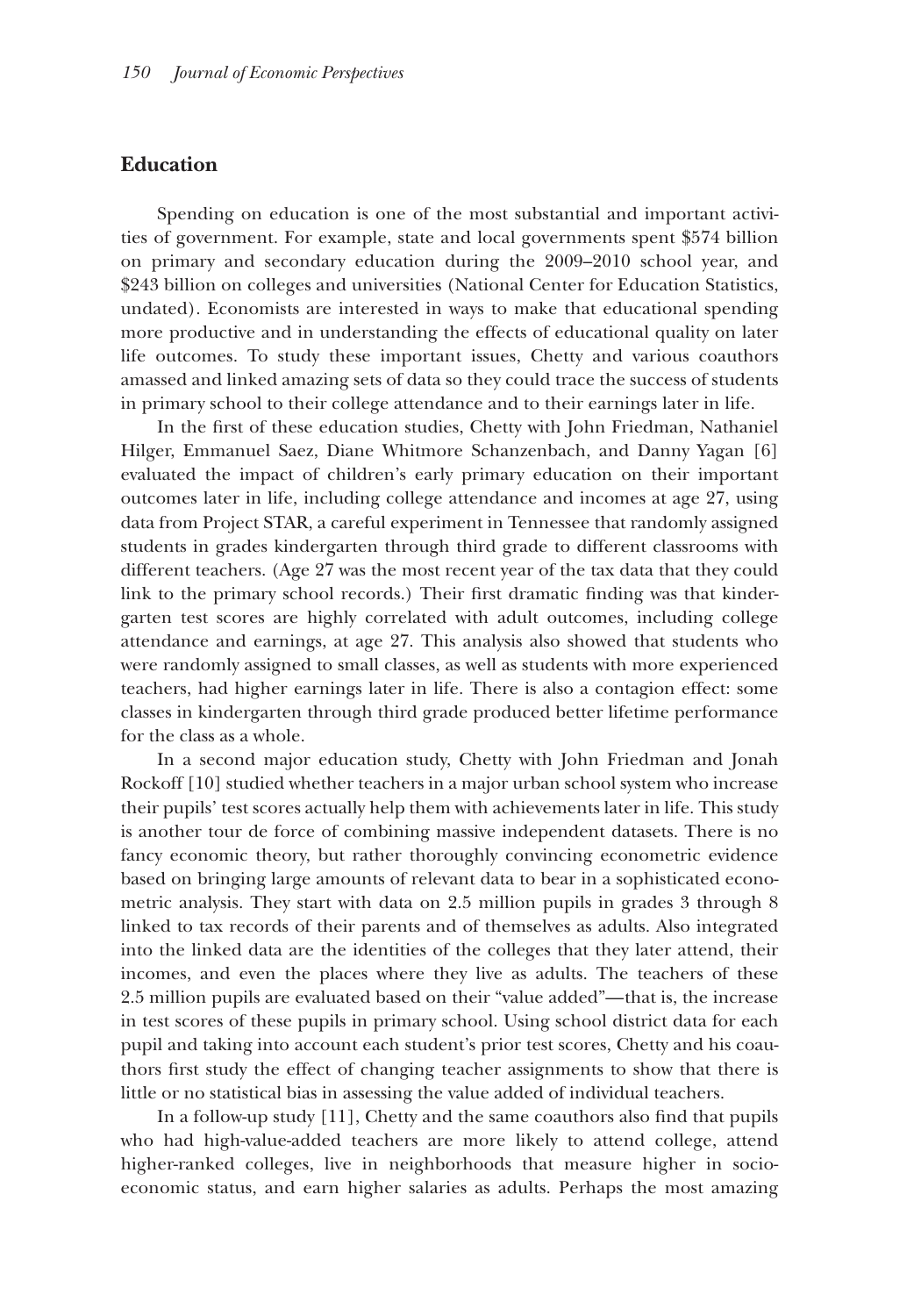## Education

Spending on education is one of the most substantial and important activities of government. For example, state and local governments spent $574 billion on primary and secondary education during the 2009–2010 school year, and $243 billion on colleges and universities (National Center for Education Statistics, undated). Economists are interested in ways to make that educational spending more productive and in understanding the effects of educational quality on later life outcomes. To study these important issues, Chetty and various coauthors amassed and linked amazing sets of data so they could trace the success of students in primary school to their college attendance and to their earnings later in life.

In the first of these education studies, Chetty with John Friedman, Nathaniel Hilger, Emmanuel Saez, Diane Whitmore Schanzenbach, and Danny Yagan [6] evaluated the impact of children's early primary education on their important outcomes later in life, including college attendance and incomes at age 27, using data from Project STAR, a careful experiment in Tennessee that randomly assigned students in grades kindergarten through third grade to different classrooms with different teachers. (Age 27 was the most recent year of the tax data that they could link to the primary school records.) Their first dramatic finding was that kindergarten test scores are highly correlated with adult outcomes, including college attendance and earnings, at age 27. This analysis also showed that students who were randomly assigned to small classes, as well as students with more experienced teachers, had higher earnings later in life. There is also a contagion effect: some classes in kindergarten through third grade produced better lifetime performance for the class as a whole.

In a second major education study, Chetty with John Friedman and Jonah Rockoff [10] studied whether teachers in a major urban school system who increase their pupils' test scores actually help them with achievements later in life. This study is another tour de force of combining massive independent datasets. There is no fancy economic theory, but rather thoroughly convincing econometric evidence based on bringing large amounts of relevant data to bear in a sophisticated econometric analysis. They start with data on 2.5 million pupils in grades 3 through 8 linked to tax records of their parents and of themselves as adults. Also integrated into the linked data are the identities of the colleges that they later attend, their incomes, and even the places where they live as adults. The teachers of these 2.5 million pupils are evaluated based on their "value added"—that is, the increase in test scores of these pupils in primary school. Using school district data for each pupil and taking into account each student's prior test scores, Chetty and his coauthors first study the effect of changing teacher assignments to show that there is little or no statistical bias in assessing the value added of individual teachers.

In a follow-up study [11], Chetty and the same coauthors also find that pupils who had high-value-added teachers are more likely to attend college, attend higher-ranked colleges, live in neighborhoods that measure higher in socioeconomic status, and earn higher salaries as adults. Perhaps the most amazing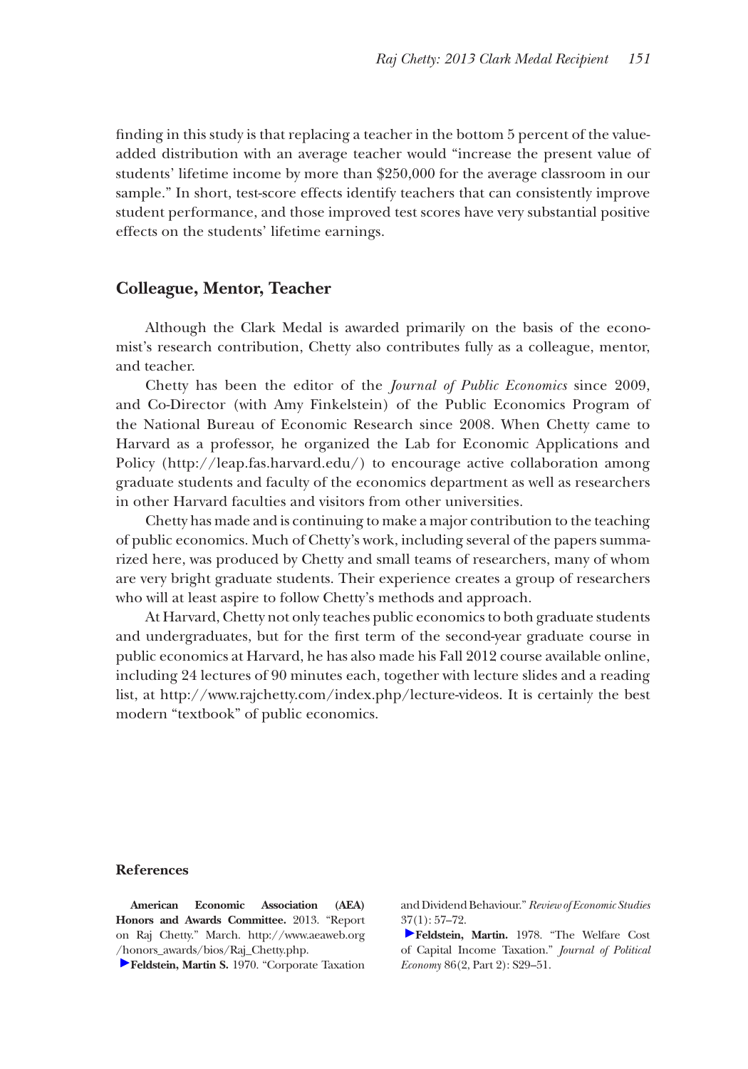finding in this study is that replacing a teacher in the bottom 5 percent of the value-added distribution with an average teacher would "increase the present value of students' lifetime income by more than $250,000 for the average classroom in our sample." In short, test-score effects identify teachers that can consistently improve student performance, and those improved test scores have very substantial positive effects on the students' lifetime earnings.

## Colleague, Mentor, Teacher

Although the Clark Medal is awarded primarily on the basis of the economist's research contribution, Chetty also contributes fully as a colleague, mentor, and teacher.

Chetty has been the editor of the *Journal of Public Economics* since 2009, and Co-Director (with Amy Finkelstein) of the Public Economics Program of the National Bureau of Economic Research since 2008. When Chetty came to Harvard as a professor, he organized the Lab for Economic Applications and Policy (http://leap.fas.harvard.edu/) to encourage active collaboration among graduate students and faculty of the economics department as well as researchers in other Harvard faculties and visitors from other universities.

Chetty has made and is continuing to make a major contribution to the teaching of public economics. Much of Chetty's work, including several of the papers summarized here, was produced by Chetty and small teams of researchers, many of whom are very bright graduate students. Their experience creates a group of researchers who will at least aspire to follow Chetty's methods and approach.

At Harvard, Chetty not only teaches public economics to both graduate students and undergraduates, but for the first term of the second-year graduate course in public economics at Harvard, he has also made his Fall 2012 course available online, including 24 lectures of 90 minutes each, together with lecture slides and a reading list, at http://www.rajchetty.com/index.php/lecture-videos. It is certainly the best modern "textbook" of public economics.

## References

**American Economic Association (AEA) Honors and Awards Committee.** 2013. "Report on Raj Chetty." March. http://www.aeaweb.org/honors_awards/bios/Raj_Chetty.php.

**Feldstein, Martin S.** 1970. "Corporate Taxation and Dividend Behaviour." *Review of Economic Studies* 37(1): 57–72.

**Feldstein, Martin.** 1978. "The Welfare Cost of Capital Income Taxation." *Journal of Political Economy* 86(2, Part 2): S29–51.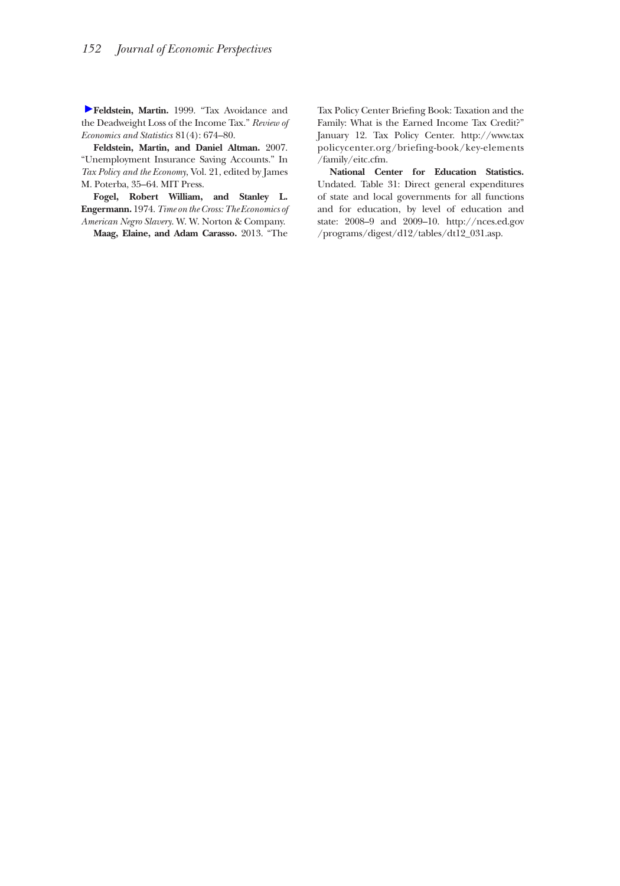**Feldstein, Martin.** 1999. "Tax Avoidance and the Deadweight Loss of the Income Tax." *Review of Economics and Statistics* 81(4): 674–80.

**Feldstein, Martin, and Daniel Altman.** 2007. "Unemployment Insurance Saving Accounts." In *Tax Policy and the Economy*, Vol. 21, edited by James M. Poterba, 35–64. MIT Press.

**Fogel, Robert William, and Stanley L. Engermann.** 1974. *Time on the Cross: The Economics of American Negro Slavery*. W. W. Norton & Company.

**Maag, Elaine, and Adam Carasso.** 2013. "The Tax Policy Center Briefing Book: Taxation and the Family: What is the Earned Income Tax Credit?" January 12. Tax Policy Center. http://www.taxpolicycenter.org/briefing-book/key-elements/family/eitc.cfm.

**National Center for Education Statistics.** Undated. Table 31: Direct general expenditures of state and local governments for all functions and for education, by level of education and state: 2008–9 and 2009–10. http://nces.ed.gov/programs/digest/d12/tables/dt12_031.asp.